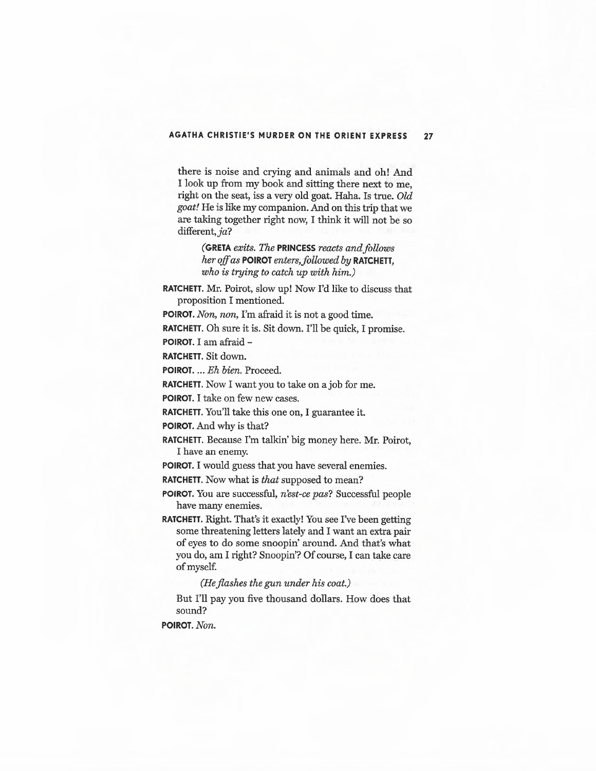there is noise and crying and animals and oh! And I look up from my book and sitting there next to me, right on the seat, iss a very old goat. Haha. Is true. *Old goat!* He is like my companion. And on this trip that we are taking together right now, I think it will not be so different, *ja*?

> (**GRETA** *exits. The* **PRINCESS** *reacts and follows her off as* **POIROT** *enters, followed by* **RATCHETT**, *who is trying to catch up with him.*)

**RATCHETT.** Mr. Poirot, slow up! Now I'd like to discuss that proposition I mentioned.

**POIROT.** *Non, non,* I'm afraid it is not a good time.

**RATCHETT.** Oh sure it is. Sit down. I'll be quick, I promise.

**POIROT.** I am afraid –

**RATCHETT.** Sit down.

**POIROT.** ... *Eh bien.* Proceed.

**RATCHETT.** Now I want you to take on a job for me.

**POIROT.** I take on few new cases.

**RATCHETT.** You'll take this one on, I guarantee it.

**POIROT.** And why is that?

**RATCHETT.** Because I'm talkin' big money here. Mr. Poirot, I have an enemy.

**POIROT.** I would guess that you have several enemies.

**RATCHETT.** Now what is *that* supposed to mean?

**POIROT.** You are successful, *n'est-ce pas*? Successful people have many enemies.

**RATCHETT.** Right. That's it exactly! You see I've been getting some threatening letters lately and I want an extra pair of eyes to do some snoopin' around. And that's what you do, am I right? Snoopin'? Of course, I can take care of myself.

> (*He flashes the gun under his coat.*)

But I'll pay you five thousand dollars. How does that sound?

**POIROT.** *Non.*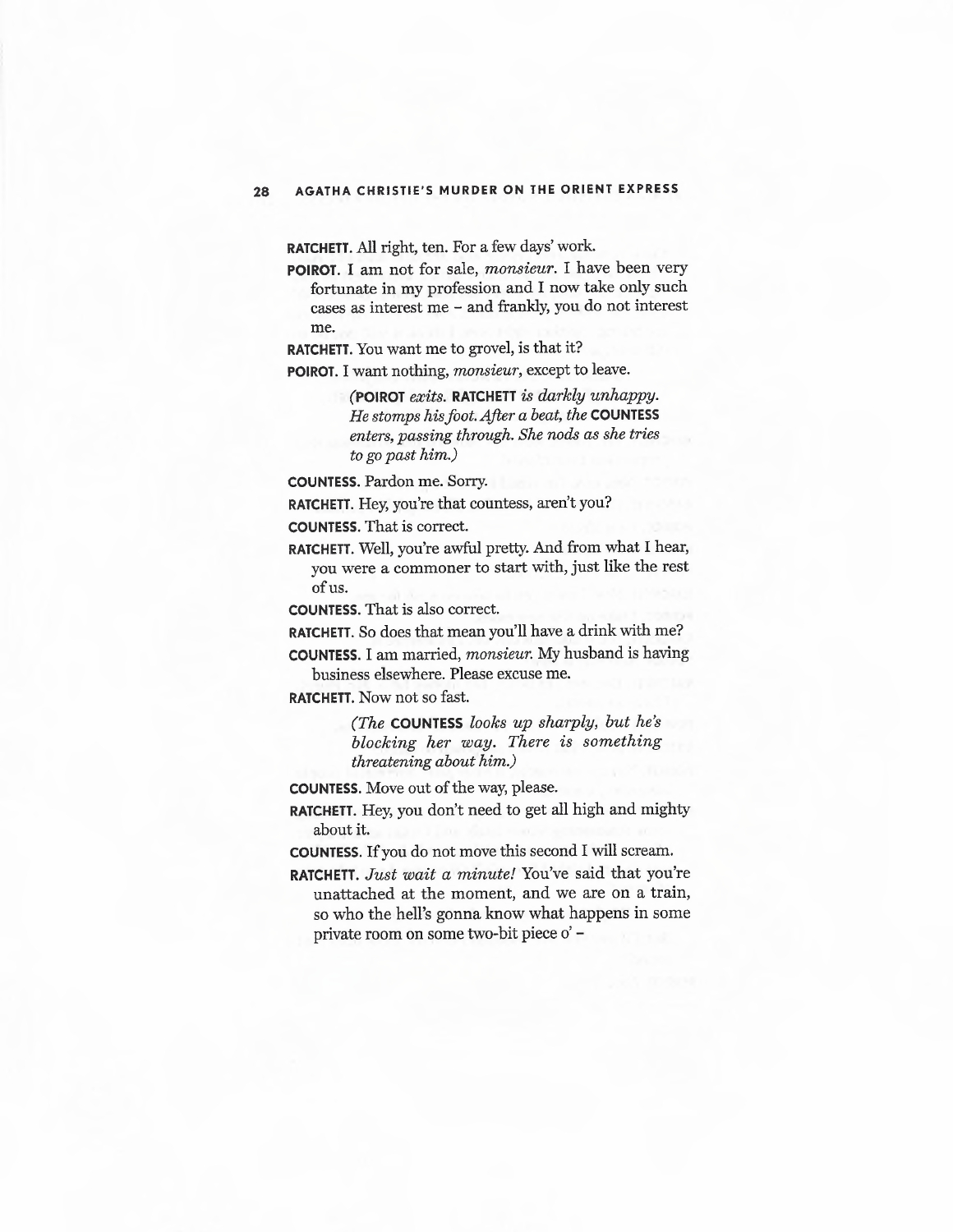**RATCHETT.** All right, ten. For a few days' work.

**POIROT.** I am not for sale, *monsieur*. I have been very fortunate in my profession and I now take only such cases as interest me – and frankly, you do not interest me.

**RATCHETT.** You want me to grovel, is that it?

**POIROT.** I want nothing, *monsieur*, except to leave.

> *(**POIROT** exits. **RATCHETT** is darkly unhappy. He stomps his foot. After a beat, the **COUNTESS** enters, passing through. She nods as she tries to go past him.)*

**COUNTESS.** Pardon me. Sorry.

**RATCHETT.** Hey, you're that countess, aren't you?

**COUNTESS.** That is correct.

**RATCHETT.** Well, you're awful pretty. And from what I hear, you were a commoner to start with, just like the rest of us.

**COUNTESS.** That is also correct.

**RATCHETT.** So does that mean you'll have a drink with me?

**COUNTESS.** I am married, *monsieur.* My husband is having business elsewhere. Please excuse me.

**RATCHETT.** Now not so fast.

> *(The **COUNTESS** looks up sharply, but he's blocking her way. There is something threatening about him.)*

**COUNTESS.** Move out of the way, please.

**RATCHETT.** Hey, you don't need to get all high and mighty about it.

**COUNTESS.** If you do not move this second I will scream.

**RATCHETT.** *Just wait a minute!* You've said that you're unattached at the moment, and we are on a train, so who the hell's gonna know what happens in some private room on some two-bit piece o' –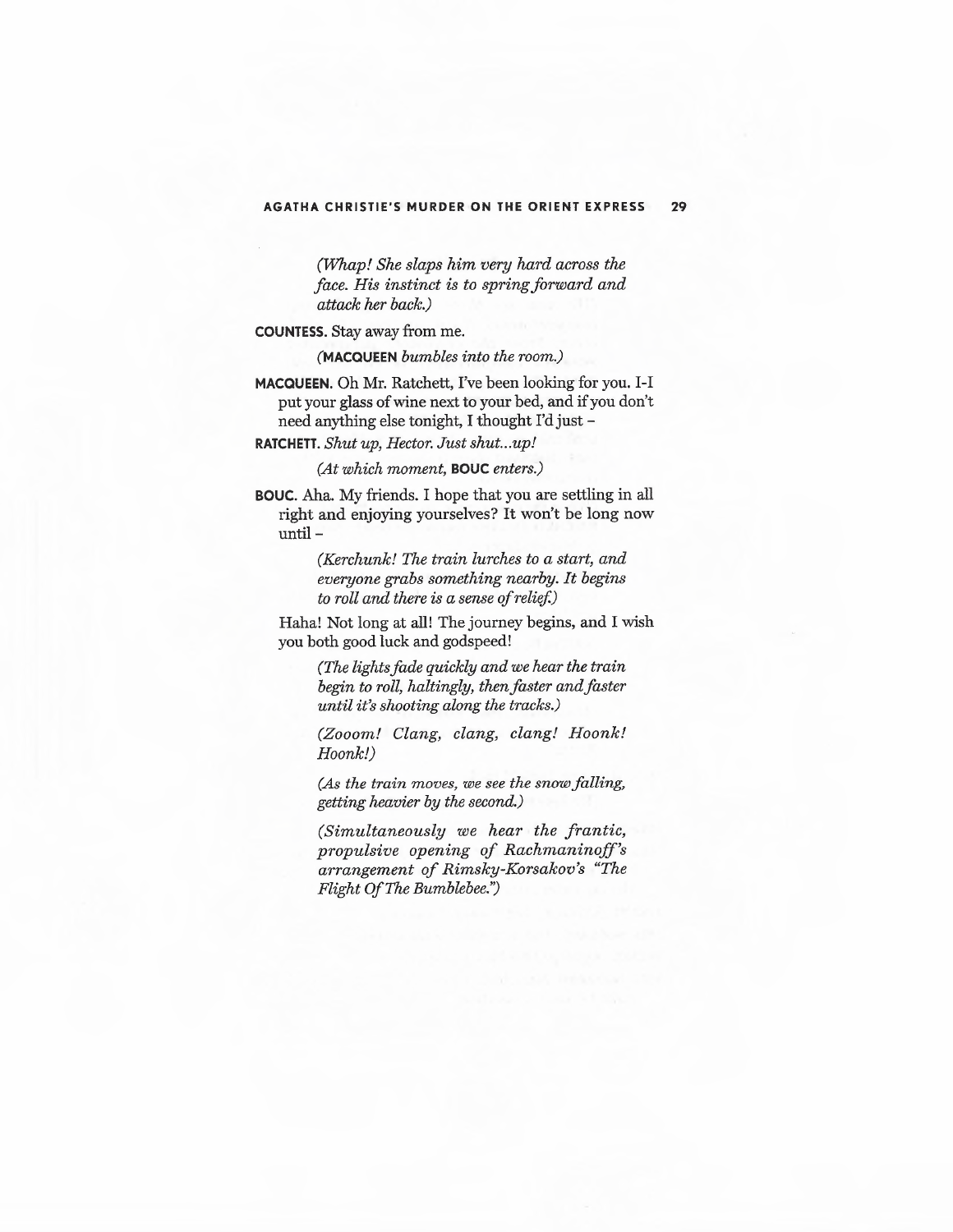*(Whap! She slaps him very hard across the face. His instinct is to spring forward and attack her back.)*

**COUNTESS.** Stay away from me.

*(**MACQUEEN** bumbles into the room.)*

**MACQUEEN.** Oh Mr. Ratchett, I've been looking for you. I-I put your glass of wine next to your bed, and if you don't need anything else tonight, I thought I'd just –

**RATCHETT.** *Shut up, Hector. Just shut...up!*

*(At which moment, **BOUC** enters.)*

**BOUC.** Aha. My friends. I hope that you are settling in all right and enjoying yourselves? It won't be long now until –

*(Kerchunk! The train lurches to a start, and everyone grabs something nearby. It begins to roll and there is a sense of relief.)*

Haha! Not long at all! The journey begins, and I wish you both good luck and godspeed!

*(The lights fade quickly and we hear the train begin to roll, haltingly, then faster and faster until it's shooting along the tracks.)*

*(Zooom! Clang, clang, clang! Hoonk! Hoonk!)*

*(As the train moves, we see the snow falling, getting heavier by the second.)*

*(Simultaneously we hear the frantic, propulsive opening of Rachmaninoff's arrangement of Rimsky-Korsakov's "The Flight Of The Bumblebee.")*